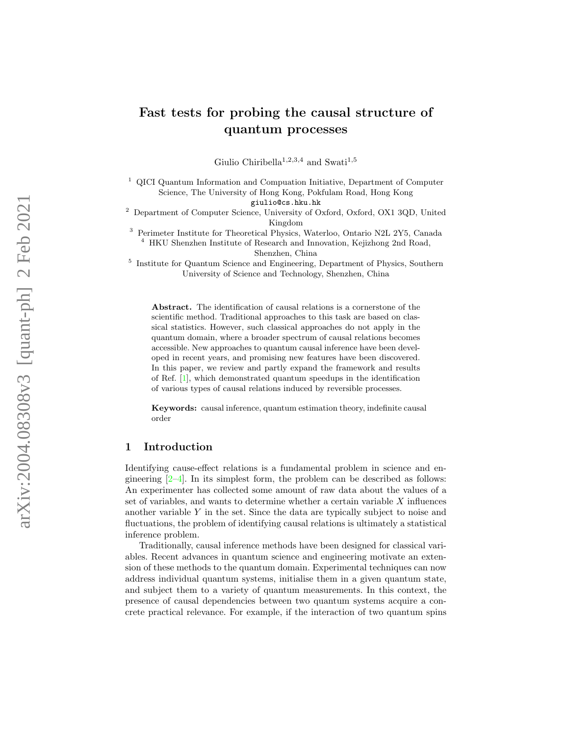# Fast tests for probing the causal structure of quantum processes

Giulio Chiribella[1,2,3,4] and Swati[1,5]

[1] QICI Quantum Information and Compuation Initiative, Department of Computer Science, The University of Hong Kong, Pokfulam Road, Hong Kong
giulio@cs.hku.hk

[2] Department of Computer Science, University of Oxford, Oxford, OX1 3QD, United Kingdom

[3] Perimeter Institute for Theoretical Physics, Waterloo, Ontario N2L 2Y5, Canada

[4] HKU Shenzhen Institute of Research and Innovation, Kejizhong 2nd Road, Shenzhen, China

[5] Institute for Quantum Science and Engineering, Department of Physics, Southern University of Science and Technology, Shenzhen, China

**Abstract.** The identification of causal relations is a cornerstone of the scientific method. Traditional approaches to this task are based on classical statistics. However, such classical approaches do not apply in the quantum domain, where a broader spectrum of causal relations becomes accessible. New approaches to quantum causal inference have been developed in recent years, and promising new features have been discovered. In this paper, we review and partly expand the framework and results of Ref. [1], which demonstrated quantum speedups in the identification of various types of causal relations induced by reversible processes.

**Keywords:** causal inference, quantum estimation theory, indefinite causal order

## 1 Introduction

Identifying cause-effect relations is a fundamental problem in science and engineering [2–4]. In its simplest form, the problem can be described as follows: An experimenter has collected some amount of raw data about the values of a set of variables, and wants to determine whether a certain variable $X$ influences another variable $Y$ in the set. Since the data are typically subject to noise and fluctuations, the problem of identifying causal relations is ultimately a statistical inference problem.

Traditionally, causal inference methods have been designed for classical variables. Recent advances in quantum science and engineering motivate an extension of these methods to the quantum domain. Experimental techniques can now address individual quantum systems, initialise them in a given quantum state, and subject them to a variety of quantum measurements. In this context, the presence of causal dependencies between two quantum systems acquire a concrete practical relevance. For example, if the interaction of two quantum spins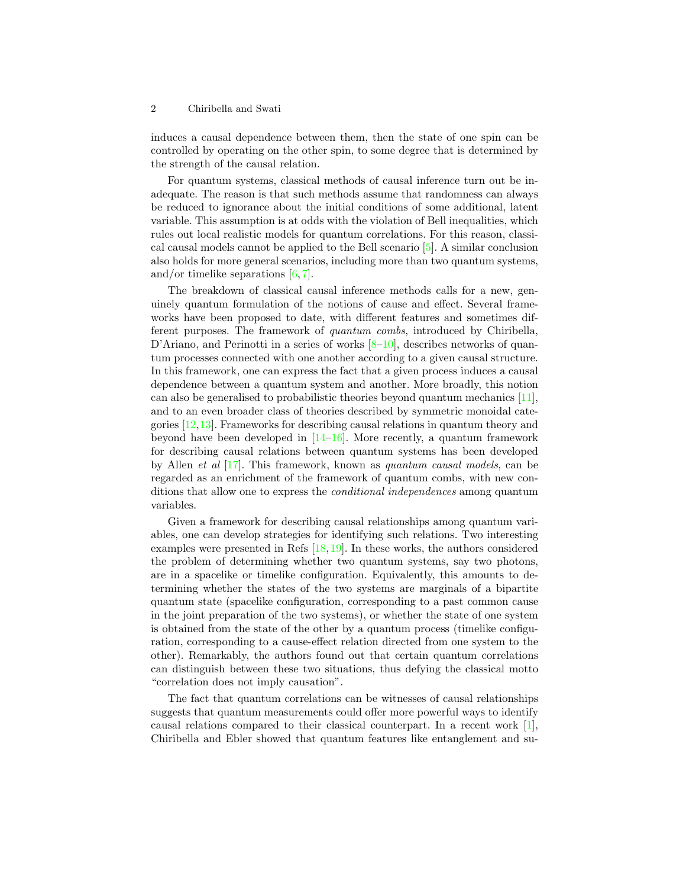induces a causal dependence between them, then the state of one spin can be controlled by operating on the other spin, to some degree that is determined by the strength of the causal relation.

For quantum systems, classical methods of causal inference turn out be inadequate. The reason is that such methods assume that randomness can always be reduced to ignorance about the initial conditions of some additional, latent variable. This assumption is at odds with the violation of Bell inequalities, which rules out local realistic models for quantum correlations. For this reason, classical causal models cannot be applied to the Bell scenario [5]. A similar conclusion also holds for more general scenarios, including more than two quantum systems, and/or timelike separations [6,7].

The breakdown of classical causal inference methods calls for a new, genuinely quantum formulation of the notions of cause and effect. Several frameworks have been proposed to date, with different features and sometimes different purposes. The framework of *quantum combs*, introduced by Chiribella, D'Ariano, and Perinotti in a series of works [8–10], describes networks of quantum processes connected with one another according to a given causal structure. In this framework, one can express the fact that a given process induces a causal dependence between a quantum system and another. More broadly, this notion can also be generalised to probabilistic theories beyond quantum mechanics [11], and to an even broader class of theories described by symmetric monoidal categories [12,13]. Frameworks for describing causal relations in quantum theory and beyond have been developed in [14–16]. More recently, a quantum framework for describing causal relations between quantum systems has been developed by Allen *et al* [17]. This framework, known as *quantum causal models*, can be regarded as an enrichment of the framework of quantum combs, with new conditions that allow one to express the *conditional independences* among quantum variables.

Given a framework for describing causal relationships among quantum variables, one can develop strategies for identifying such relations. Two interesting examples were presented in Refs [18,19]. In these works, the authors considered the problem of determining whether two quantum systems, say two photons, are in a spacelike or timelike configuration. Equivalently, this amounts to determining whether the states of the two systems are marginals of a bipartite quantum state (spacelike configuration, corresponding to a past common cause in the joint preparation of the two systems), or whether the state of one system is obtained from the state of the other by a quantum process (timelike configuration, corresponding to a cause-effect relation directed from one system to the other). Remarkably, the authors found out that certain quantum correlations can distinguish between these two situations, thus defying the classical motto "correlation does not imply causation".

The fact that quantum correlations can be witnesses of causal relationships suggests that quantum measurements could offer more powerful ways to identify causal relations compared to their classical counterpart. In a recent work [1], Chiribella and Ebler showed that quantum features like entanglement and su-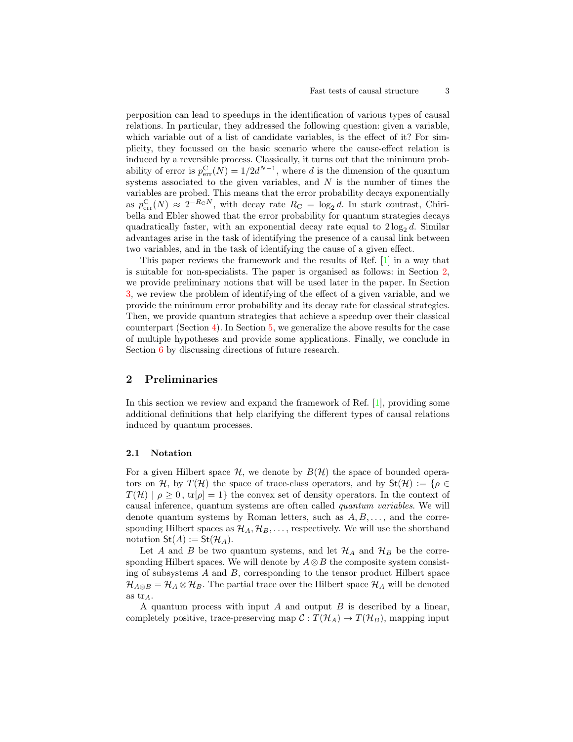perposition can lead to speedups in the identification of various types of causal relations. In particular, they addressed the following question: given a variable, which variable out of a list of candidate variables, is the effect of it? For simplicity, they focussed on the basic scenario where the cause-effect relation is induced by a reversible process. Classically, it turns out that the minimum probability of error is $p_{\rm err}^{\rm C}(N) = 1/2d^{N-1}$, where $d$ is the dimension of the quantum systems associated to the given variables, and $N$ is the number of times the variables are probed. This means that the error probability decays exponentially as $p_{\rm err}^{\rm C}(N) \approx 2^{-R_{\rm C} N}$, with decay rate $R_{\rm C} = \log_2 d$. In stark contrast, Chiribella and Ebler showed that the error probability for quantum strategies decays quadratically faster, with an exponential decay rate equal to $2 \log_2 d$. Similar advantages arise in the task of identifying the presence of a causal link between two variables, and in the task of identifying the cause of a given effect.

This paper reviews the framework and the results of Ref. [1] in a way that is suitable for non-specialists. The paper is organised as follows: in Section 2, we provide preliminary notions that will be used later in the paper. In Section 3, we review the problem of identifying of the effect of a given variable, and we provide the minimum error probability and its decay rate for classical strategies. Then, we provide quantum strategies that achieve a speedup over their classical counterpart (Section 4). In Section 5, we generalize the above results for the case of multiple hypotheses and provide some applications. Finally, we conclude in Section 6 by discussing directions of future research.

## 2 Preliminaries

In this section we review and expand the framework of Ref. [1], providing some additional definitions that help clarifying the different types of causal relations induced by quantum processes.

### 2.1 Notation

For a given Hilbert space $\mathcal{H}$, we denote by $B(\mathcal{H})$ the space of bounded operators on $\mathcal{H}$, by $T(\mathcal{H})$ the space of trace-class operators, and by $\mathsf{St}(\mathcal{H}) := \{\rho \in T(\mathcal{H}) \mid \rho \geq 0 \,, \operatorname{tr}[\rho] = 1\}$ the convex set of density operators. In the context of causal inference, quantum systems are often called *quantum variables*. We will denote quantum systems by Roman letters, such as $A, B, \ldots$, and the corresponding Hilbert spaces as $\mathcal{H}_A, \mathcal{H}_B, \ldots$, respectively. We will use the shorthand notation $\mathsf{St}(A) := \mathsf{St}(\mathcal{H}_A)$.

Let $A$ and $B$ be two quantum systems, and let $\mathcal{H}_A$ and $\mathcal{H}_B$ be the corresponding Hilbert spaces. We will denote by $A \otimes B$ the composite system consisting of subsystems $A$ and $B$, corresponding to the tensor product Hilbert space $\mathcal{H}_{A\otimes B} = \mathcal{H}_A \otimes \mathcal{H}_B$. The partial trace over the Hilbert space $\mathcal{H}_A$ will be denoted as $\operatorname{tr}_A$.

A quantum process with input $A$ and output $B$ is described by a linear, completely positive, trace-preserving map $\mathcal{C} : T(\mathcal{H}_A) \to T(\mathcal{H}_B)$, mapping input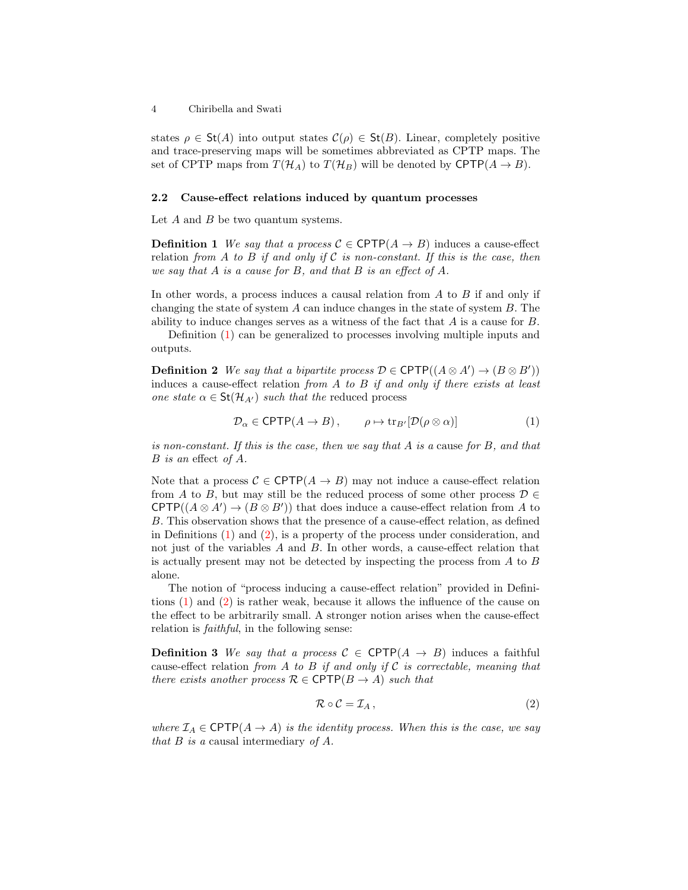states $\rho \in \mathsf{St}(A)$ into output states $\mathcal{C}(\rho) \in \mathsf{St}(B)$. Linear, completely positive and trace-preserving maps will be sometimes abbreviated as CPTP maps. The set of CPTP maps from $T(\mathcal{H}_A)$ to $T(\mathcal{H}_B)$ will be denoted by $\mathsf{CPTP}(A \to B)$.

### 2.2 Cause-effect relations induced by quantum processes

Let $A$ and $B$ be two quantum systems.

**Definition 1** *We say that a process $\mathcal{C} \in \mathsf{CPTP}(A \to B)$ induces a cause-effect* relation *from $A$ to $B$ if and only if $\mathcal{C}$ is non-constant. If this is the case, then we say that $A$ is a cause for $B$, and that $B$ is an effect of $A$.*

In other words, a process induces a causal relation from $A$ to $B$ if and only if changing the state of system $A$ can induce changes in the state of system $B$. The ability to induce changes serves as a witness of the fact that $A$ is a cause for $B$.

Definition (1) can be generalized to processes involving multiple inputs and outputs.

**Definition 2** *We say that a bipartite process $\mathcal{D} \in \mathsf{CPTP}((A \otimes A') \to (B \otimes B'))$ induces a cause-effect relation from $A$ to $B$ if and only if there exists at least one state $\alpha \in \mathsf{St}(\mathcal{H}_{A'})$ such that the* reduced process

$$\mathcal{D}_\alpha \in \mathsf{CPTP}(A \to B)\,, \qquad \rho \mapsto \mathrm{tr}_{B'}[\mathcal{D}(\rho \otimes \alpha)] \tag{1}$$

*is non-constant. If this is the case, then we say that $A$ is a* cause *for $B$, and that $B$ is an* effect *of $A$.*

Note that a process $\mathcal{C} \in \mathsf{CPTP}(A \to B)$ may not induce a cause-effect relation from $A$ to $B$, but may still be the reduced process of some other process $\mathcal{D} \in \mathsf{CPTP}((A \otimes A') \to (B \otimes B'))$ that does induce a cause-effect relation from $A$ to $B$. This observation shows that the presence of a cause-effect relation, as defined in Definitions (1) and (2), is a property of the process under consideration, and not just of the variables $A$ and $B$. In other words, a cause-effect relation that is actually present may not be detected by inspecting the process from $A$ to $B$ alone.

The notion of "process inducing a cause-effect relation" provided in Definitions (1) and (2) is rather weak, because it allows the influence of the cause on the effect to be arbitrarily small. A stronger notion arises when the cause-effect relation is *faithful*, in the following sense:

**Definition 3** *We say that a process $\mathcal{C} \in \mathsf{CPTP}(A \to B)$ induces a faithful cause-effect relation from $A$ to $B$ if and only if $\mathcal{C}$ is correctable, meaning that there exists another process $\mathcal{R} \in \mathsf{CPTP}(B \to A)$ such that*

$$\mathcal{R} \circ \mathcal{C} = \mathcal{I}_A\,, \tag{2}$$

*where $\mathcal{I}_A \in \mathsf{CPTP}(A \to A)$ is the identity process. When this is the case, we say that $B$ is a* causal intermediary *of $A$.*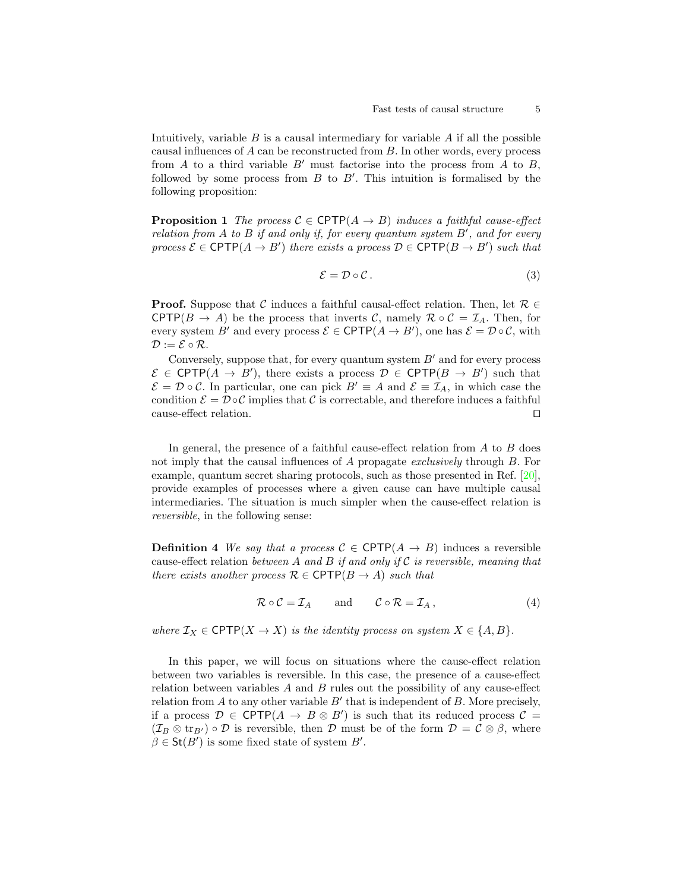Intuitively, variable $B$ is a causal intermediary for variable $A$ if all the possible causal influences of $A$ can be reconstructed from $B$. In other words, every process from $A$ to a third variable $B'$ must factorise into the process from $A$ to $B$, followed by some process from $B$ to $B'$. This intuition is formalised by the following proposition:

**Proposition 1** *The process $\mathcal{C} \in \mathsf{CPTP}(A \to B)$ induces a faithful cause-effect relation from $A$ to $B$ if and only if, for every quantum system $B'$, and for every process $\mathcal{E} \in \mathsf{CPTP}(A \to B')$ there exists a process $\mathcal{D} \in \mathsf{CPTP}(B \to B')$ such that*

$$\mathcal{E} = \mathcal{D} \circ \mathcal{C} \,. \tag{3}$$

**Proof.** Suppose that $\mathcal{C}$ induces a faithful causal-effect relation. Then, let $\mathcal{R} \in \mathsf{CPTP}(B \to A)$ be the process that inverts $\mathcal{C}$, namely $\mathcal{R} \circ \mathcal{C} = \mathcal{I}_A$. Then, for every system $B'$ and every process $\mathcal{E} \in \mathsf{CPTP}(A \to B')$, one has $\mathcal{E} = \mathcal{D} \circ \mathcal{C}$, with $\mathcal{D} := \mathcal{E} \circ \mathcal{R}$.

Conversely, suppose that, for every quantum system $B'$ and for every process $\mathcal{E} \in \mathsf{CPTP}(A \to B')$, there exists a process $\mathcal{D} \in \mathsf{CPTP}(B \to B')$ such that $\mathcal{E} = \mathcal{D} \circ \mathcal{C}$. In particular, one can pick $B' \equiv A$ and $\mathcal{E} \equiv \mathcal{I}_A$, in which case the condition $\mathcal{E} = \mathcal{D} \circ \mathcal{C}$ implies that $\mathcal{C}$ is correctable, and therefore induces a faithful cause-effect relation. ◻

In general, the presence of a faithful cause-effect relation from $A$ to $B$ does not imply that the causal influences of $A$ propagate *exclusively* through $B$. For example, quantum secret sharing protocols, such as those presented in Ref. [20], provide examples of processes where a given cause can have multiple causal intermediaries. The situation is much simpler when the cause-effect relation is *reversible*, in the following sense:

**Definition 4** *We say that a process $\mathcal{C} \in \mathsf{CPTP}(A \to B)$* induces a reversible cause-effect relation *between $A$ and $B$ if and only if $\mathcal{C}$ is reversible, meaning that there exists another process $\mathcal{R} \in \mathsf{CPTP}(B \to A)$ such that*

$$\mathcal{R} \circ \mathcal{C} = \mathcal{I}_A \qquad \text{and} \qquad \mathcal{C} \circ \mathcal{R} = \mathcal{I}_A \,, \tag{4}$$

*where $\mathcal{I}_X \in \mathsf{CPTP}(X \to X)$ is the identity process on system $X \in \{A, B\}$.*

In this paper, we will focus on situations where the cause-effect relation between two variables is reversible. In this case, the presence of a cause-effect relation between variables $A$ and $B$ rules out the possibility of any cause-effect relation from $A$ to any other variable $B'$ that is independent of $B$. More precisely, if a process $\mathcal{D} \in \mathsf{CPTP}(A \to B \otimes B')$ is such that its reduced process $\mathcal{C} = (\mathcal{I}_B \otimes \mathrm{tr}_{B'}) \circ \mathcal{D}$ is reversible, then $\mathcal{D}$ must be of the form $\mathcal{D} = \mathcal{C} \otimes \beta$, where $\beta \in \mathsf{St}(B')$ is some fixed state of system $B'$.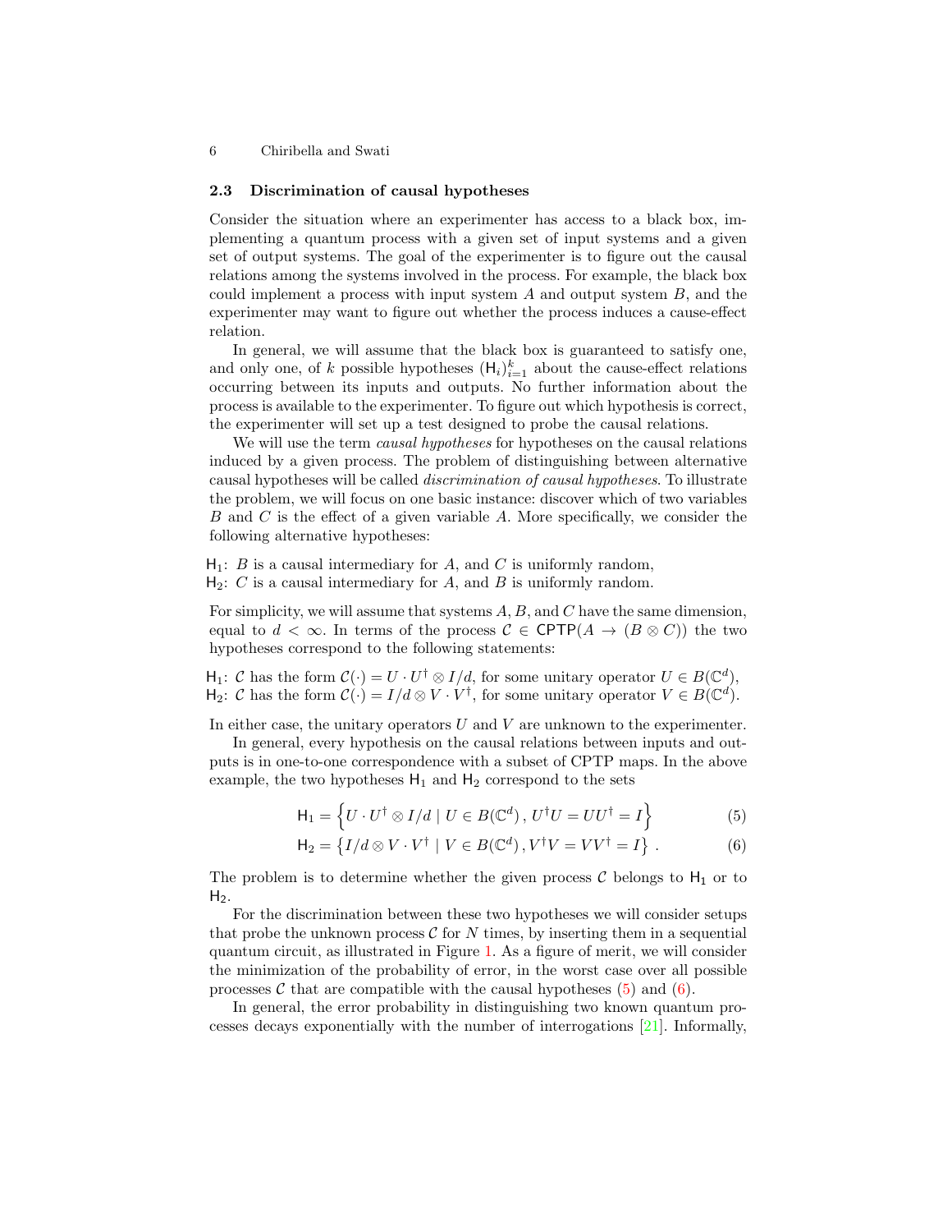### 2.3 Discrimination of causal hypotheses

Consider the situation where an experimenter has access to a black box, implementing a quantum process with a given set of input systems and a given set of output systems. The goal of the experimenter is to figure out the causal relations among the systems involved in the process. For example, the black box could implement a process with input system $A$ and output system $B$, and the experimenter may want to figure out whether the process induces a cause-effect relation.

In general, we will assume that the black box is guaranteed to satisfy one, and only one, of $k$ possible hypotheses $(\mathsf{H}_i)_{i=1}^k$ about the cause-effect relations occurring between its inputs and outputs. No further information about the process is available to the experimenter. To figure out which hypothesis is correct, the experimenter will set up a test designed to probe the causal relations.

We will use the term *causal hypotheses* for hypotheses on the causal relations induced by a given process. The problem of distinguishing between alternative causal hypotheses will be called *discrimination of causal hypotheses*. To illustrate the problem, we will focus on one basic instance: discover which of two variables $B$ and $C$ is the effect of a given variable $A$. More specifically, we consider the following alternative hypotheses:

$\mathsf{H}_1$: $B$ is a causal intermediary for $A$, and $C$ is uniformly random,
$\mathsf{H}_2$: $C$ is a causal intermediary for $A$, and $B$ is uniformly random.

For simplicity, we will assume that systems $A, B$, and $C$ have the same dimension, equal to $d < \infty$. In terms of the process $\mathcal{C} \in \mathsf{CPTP}(A \to (B \otimes C))$ the two hypotheses correspond to the following statements:

$\mathsf{H}_1$: $\mathcal{C}$ has the form $\mathcal{C}(\cdot) = U \cdot U^\dagger \otimes I/d$, for some unitary operator $U \in B(\mathbb{C}^d)$,
$\mathsf{H}_2$: $\mathcal{C}$ has the form $\mathcal{C}(\cdot) = I/d \otimes V \cdot V^\dagger$, for some unitary operator $V \in B(\mathbb{C}^d)$.

In either case, the unitary operators $U$ and $V$ are unknown to the experimenter.

In general, every hypothesis on the causal relations between inputs and outputs is in one-to-one correspondence with a subset of CPTP maps. In the above example, the two hypotheses $\mathsf{H}_1$ and $\mathsf{H}_2$ correspond to the sets

$$\mathsf{H}_1 = \left\{ U \cdot U^\dagger \otimes I/d \mid U \in B(\mathbb{C}^d) \, , U^\dagger U = U U^\dagger = I \right\} \tag{5}$$

$$\mathsf{H}_2 = \left\{ I/d \otimes V \cdot V^\dagger \mid V \in B(\mathbb{C}^d) \, , V^\dagger V = V V^\dagger = I \right\} . \tag{6}$$

The problem is to determine whether the given process $\mathcal{C}$ belongs to $\mathsf{H}_1$ or to $\mathsf{H}_2$.

For the discrimination between these two hypotheses we will consider setups that probe the unknown process $\mathcal{C}$ for $N$ times, by inserting them in a sequential quantum circuit, as illustrated in Figure 1. As a figure of merit, we will consider the minimization of the probability of error, in the worst case over all possible processes $\mathcal{C}$ that are compatible with the causal hypotheses (5) and (6).

In general, the error probability in distinguishing two known quantum processes decays exponentially with the number of interrogations [21]. Informally,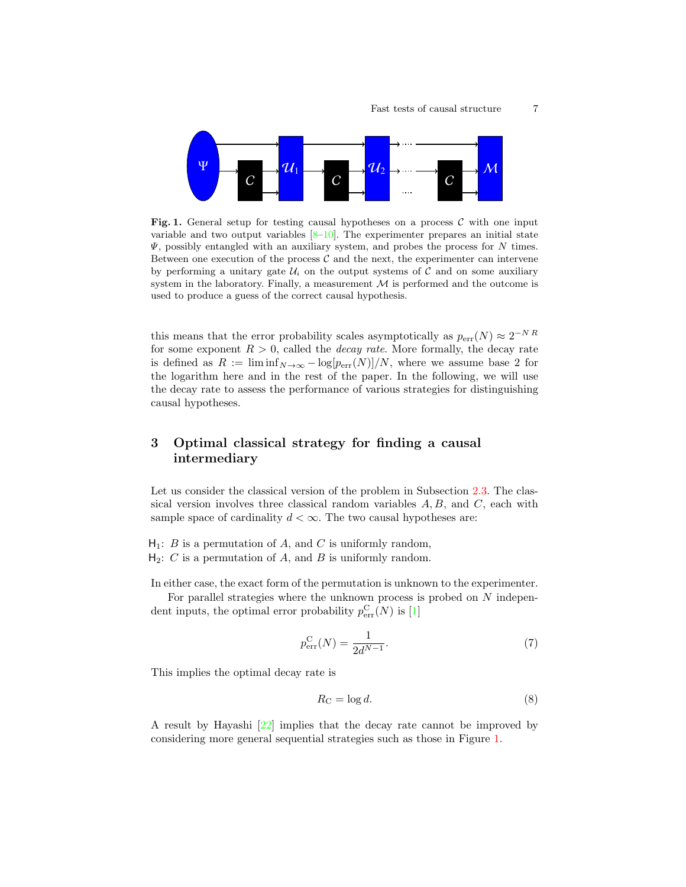**Fig. 1.** General setup for testing causal hypotheses on a process $\mathcal{C}$ with one input variable and two output variables [8–10]. The experimenter prepares an initial state $\Psi$, possibly entangled with an auxiliary system, and probes the process for $N$ times. Between one execution of the process $\mathcal{C}$ and the next, the experimenter can intervene by performing a unitary gate $\mathcal{U}_i$ on the output systems of $\mathcal{C}$ and on some auxiliary system in the laboratory. Finally, a measurement $\mathcal{M}$ is performed and the outcome is used to produce a guess of the correct causal hypothesis.

this means that the error probability scales asymptotically as $p_{\text{err}}(N) \approx 2^{-N\,R}$ for some exponent $R > 0$, called the *decay rate*. More formally, the decay rate is defined as $R := \liminf_{N\to\infty} -\log[p_{\text{err}}(N)]/N$, where we assume base 2 for the logarithm here and in the rest of the paper. In the following, we will use the decay rate to assess the performance of various strategies for distinguishing causal hypotheses.

## 3 Optimal classical strategy for finding a causal intermediary

Let us consider the classical version of the problem in Subsection 2.3. The classical version involves three classical random variables $A, B$, and $C$, each with sample space of cardinality $d < \infty$. The two causal hypotheses are:

$\mathsf{H}_1$: $B$ is a permutation of $A$, and $C$ is uniformly random,
$\mathsf{H}_2$: $C$ is a permutation of $A$, and $B$ is uniformly random.

In either case, the exact form of the permutation is unknown to the experimenter.

For parallel strategies where the unknown process is probed on $N$ independent inputs, the optimal error probability $p^{\text{C}}_{\text{err}}(N)$ is [1]

$$p^{\text{C}}_{\text{err}}(N) = \frac{1}{2d^{N-1}}. \tag{7}$$

This implies the optimal decay rate is

$$R_{\text{C}} = \log d. \tag{8}$$

A result by Hayashi [22] implies that the decay rate cannot be improved by considering more general sequential strategies such as those in Figure 1.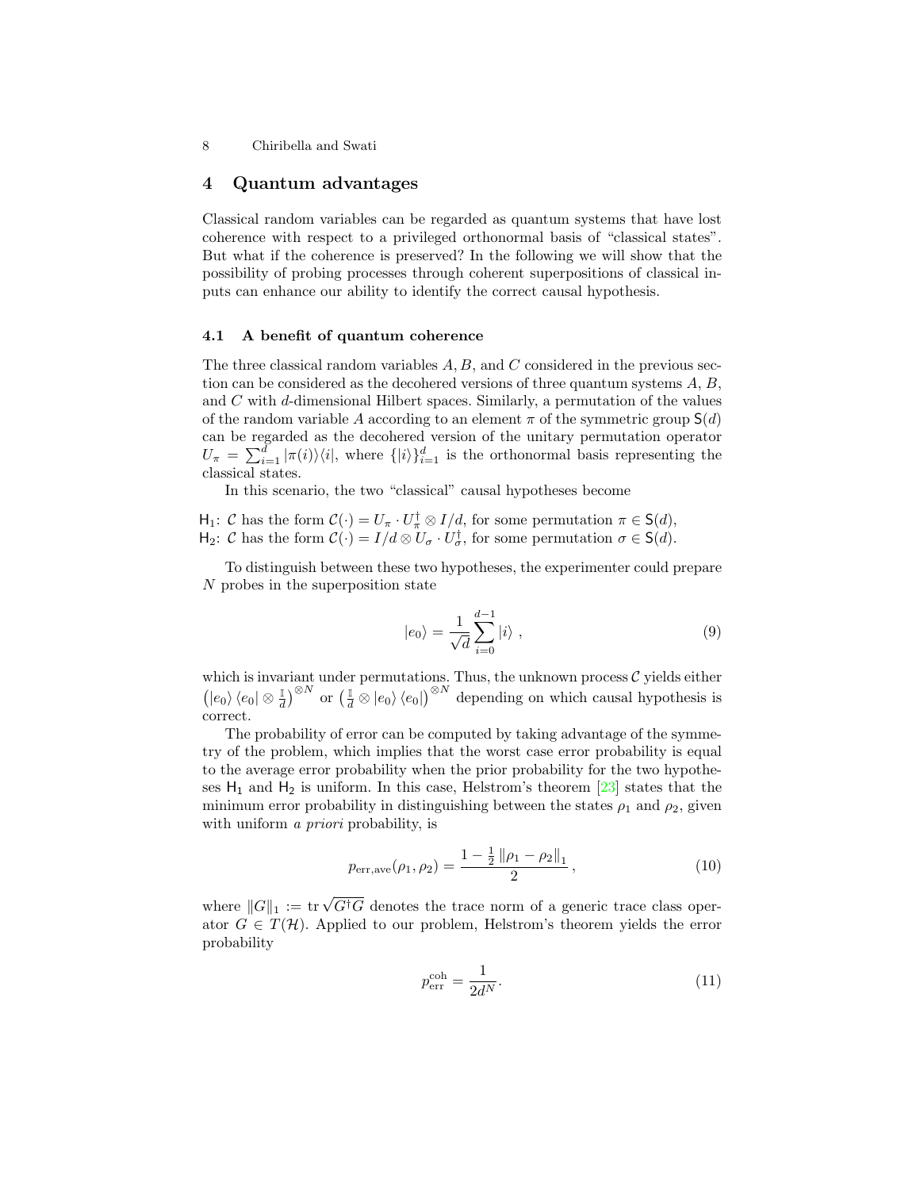## 4 Quantum advantages

Classical random variables can be regarded as quantum systems that have lost coherence with respect to a privileged orthonormal basis of "classical states". But what if the coherence is preserved? In the following we will show that the possibility of probing processes through coherent superpositions of classical inputs can enhance our ability to identify the correct causal hypothesis.

### 4.1 A benefit of quantum coherence

The three classical random variables $A, B$, and $C$ considered in the previous section can be considered as the decohered versions of three quantum systems $A$, $B$, and $C$ with $d$-dimensional Hilbert spaces. Similarly, a permutation of the values of the random variable $A$ according to an element $\pi$ of the symmetric group $\mathsf{S}(d)$ can be regarded as the decohered version of the unitary permutation operator $U_\pi = \sum_{i=1}^{d} |\pi(i)\rangle\langle i|$, where $\{|i\rangle\}_{i=1}^{d}$ is the orthonormal basis representing the classical states.

In this scenario, the two "classical" causal hypotheses become

$\mathsf{H}_1$: $\mathcal{C}$ has the form $\mathcal{C}(\cdot) = U_\pi \cdot U_\pi^\dagger \otimes I/d$, for some permutation $\pi \in \mathsf{S}(d)$,
$\mathsf{H}_2$: $\mathcal{C}$ has the form $\mathcal{C}(\cdot) = I/d \otimes U_\sigma \cdot U_\sigma^\dagger$, for some permutation $\sigma \in \mathsf{S}(d)$.

To distinguish between these two hypotheses, the experimenter could prepare $N$ probes in the superposition state

$$|e_0\rangle = \frac{1}{\sqrt{d}} \sum_{i=0}^{d-1} |i\rangle \ , \tag{9}$$

which is invariant under permutations. Thus, the unknown process $\mathcal{C}$ yields either $\left(|e_0\rangle\langle e_0| \otimes \frac{\mathbb{I}}{d}\right)^{\otimes N}$ or $\left(\frac{\mathbb{I}}{d} \otimes |e_0\rangle\langle e_0|\right)^{\otimes N}$ depending on which causal hypothesis is correct.

The probability of error can be computed by taking advantage of the symmetry of the problem, which implies that the worst case error probability is equal to the average error probability when the prior probability for the two hypotheses $\mathsf{H}_1$ and $\mathsf{H}_2$ is uniform. In this case, Helstrom's theorem [23] states that the minimum error probability in distinguishing between the states $\rho_1$ and $\rho_2$, given with uniform *a priori* probability, is

$$p_{\mathrm{err,ave}}(\rho_1, \rho_2) = \frac{1 - \frac{1}{2}\left\|\rho_1 - \rho_2\right\|_1}{2}, \tag{10}$$

where $\|G\|_1 := \mathrm{tr}\sqrt{G^\dagger G}$ denotes the trace norm of a generic trace class operator $G \in T(\mathcal{H})$. Applied to our problem, Helstrom's theorem yields the error probability

$$p_{\mathrm{err}}^{\mathrm{coh}} = \frac{1}{2d^N}. \tag{11}$$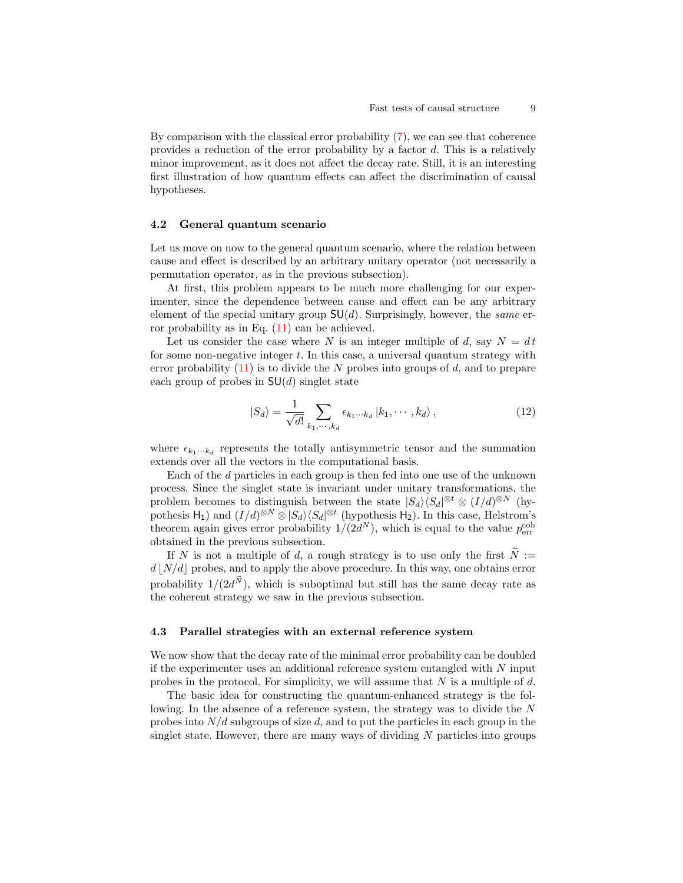By comparison with the classical error probability (7), we can see that coherence provides a reduction of the error probability by a factor $d$. This is a relatively minor improvement, as it does not affect the decay rate. Still, it is an interesting first illustration of how quantum effects can affect the discrimination of causal hypotheses.

### 4.2 General quantum scenario

Let us move on now to the general quantum scenario, where the relation between cause and effect is described by an arbitrary unitary operator (not necessarily a permutation operator, as in the previous subsection).

At first, this problem appears to be much more challenging for our experimenter, since the dependence between cause and effect can be any arbitrary element of the special unitary group $\mathsf{SU}(d)$. Surprisingly, however, the *same* error probability as in Eq. (11) can be achieved.

Let us consider the case where $N$ is an integer multiple of $d$, say $N = d\,t$ for some non-negative integer $t$. In this case, a universal quantum strategy with error probability (11) is to divide the $N$ probes into groups of $d$, and to prepare each group of probes in $\mathsf{SU}(d)$ singlet state

$$|S_d\rangle = \frac{1}{\sqrt{d!}} \sum_{k_1,\cdots,k_d} \epsilon_{k_1\cdots k_d} \, |k_1,\cdots,k_d\rangle \,, \tag{12}$$

where $\epsilon_{k_1\cdots k_d}$ represents the totally antisymmetric tensor and the summation extends over all the vectors in the computational basis.

Each of the $d$ particles in each group is then fed into one use of the unknown process. Since the singlet state is invariant under unitary transformations, the problem becomes to distinguish between the state $|S_d\rangle\langle S_d|^{\otimes t} \otimes (I/d)^{\otimes N}$ (hypothesis $\mathsf{H}_1$) and $(I/d)^{\otimes N} \otimes |S_d\rangle\langle S_d|^{\otimes t}$ (hypothesis $\mathsf{H}_2$). In this case, Helstrom's theorem again gives error probability $1/(2d^N)$, which is equal to the value $p_{\rm err}^{\rm coh}$ obtained in the previous subsection.

If $N$ is not a multiple of $d$, a rough strategy is to use only the first $\widetilde{N} := d\,\lfloor N/d \rfloor$ probes, and to apply the above procedure. In this way, one obtains error probability $1/(2d^{\widetilde{N}})$, which is suboptimal but still has the same decay rate as the coherent strategy we saw in the previous subsection.

### 4.3 Parallel strategies with an external reference system

We now show that the decay rate of the minimal error probability can be doubled if the experimenter uses an additional reference system entangled with $N$ input probes in the protocol. For simplicity, we will assume that $N$ is a multiple of $d$.

The basic idea for constructing the quantum-enhanced strategy is the following. In the absence of a reference system, the strategy was to divide the $N$ probes into $N/d$ subgroups of size $d$, and to put the particles in each group in the singlet state. However, there are many ways of dividing $N$ particles into groups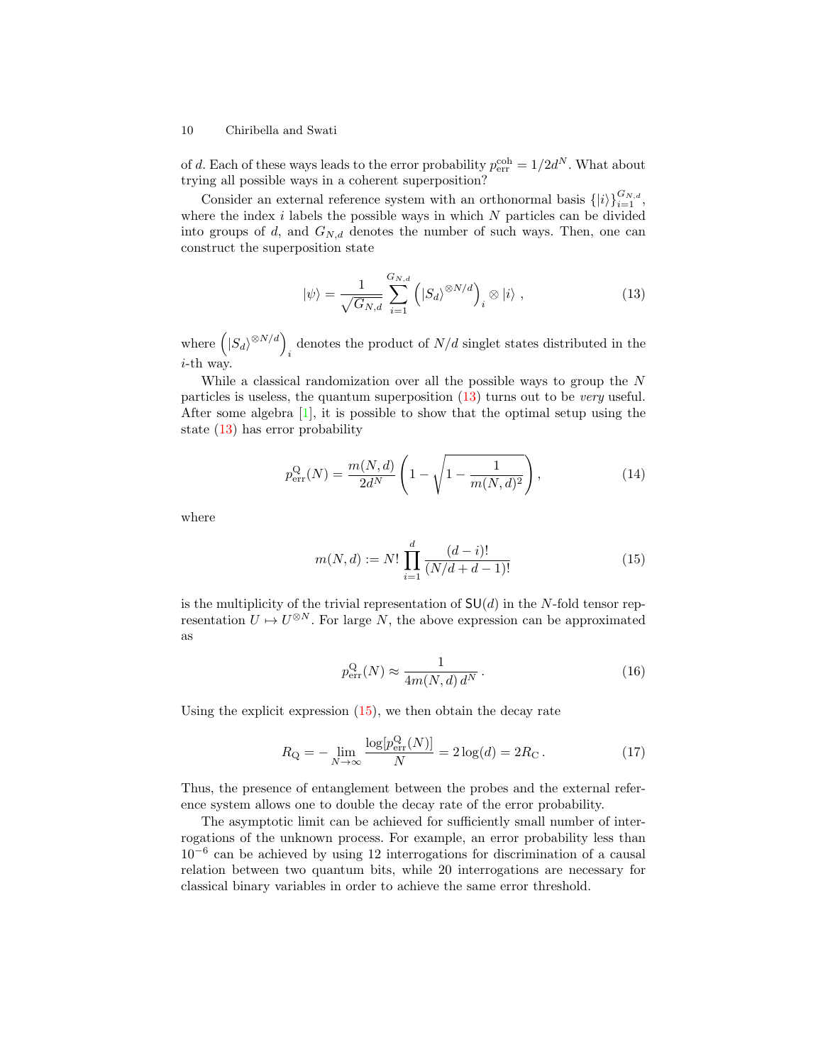of $d$. Each of these ways leads to the error probability $p_{\rm err}^{\rm coh} = 1/2d^N$. What about trying all possible ways in a coherent superposition?

Consider an external reference system with an orthonormal basis $\{|i\rangle\}_{i=1}^{G_{N,d}}$, where the index $i$ labels the possible ways in which $N$ particles can be divided into groups of $d$, and $G_{N,d}$ denotes the number of such ways. Then, one can construct the superposition state

$$|\psi\rangle = \frac{1}{\sqrt{G_{N,d}}} \sum_{i=1}^{G_{N,d}} \left( |S_d\rangle^{\otimes N/d} \right)_i \otimes |i\rangle \ , \tag{13}$$

where $\left( |S_d\rangle^{\otimes N/d} \right)_i$ denotes the product of $N/d$ singlet states distributed in the $i$-th way.

While a classical randomization over all the possible ways to group the $N$ particles is useless, the quantum superposition (13) turns out to be *very* useful. After some algebra [1], it is possible to show that the optimal setup using the state (13) has error probability

$$p_{\rm err}^{\rm Q}(N) = \frac{m(N,d)}{2d^N} \left( 1 - \sqrt{1 - \frac{1}{m(N,d)^2}} \right), \tag{14}$$

where

$$m(N,d) := N! \prod_{i=1}^{d} \frac{(d-i)!}{(N/d + d - 1)!} \tag{15}$$

is the multiplicity of the trivial representation of $\mathsf{SU}(d)$ in the $N$-fold tensor representation $U \mapsto U^{\otimes N}$. For large $N$, the above expression can be approximated as

$$p_{\rm err}^{\rm Q}(N) \approx \frac{1}{4m(N,d)\, d^N}\, . \tag{16}$$

Using the explicit expression (15), we then obtain the decay rate

$$R_{\rm Q} = - \lim_{N \to \infty} \frac{\log[p_{\rm err}^{\rm Q}(N)]}{N} = 2 \log(d) = 2R_{\rm C}\, . \tag{17}$$

Thus, the presence of entanglement between the probes and the external reference system allows one to double the decay rate of the error probability.

The asymptotic limit can be achieved for sufficiently small number of interrogations of the unknown process. For example, an error probability less than $10^{-6}$ can be achieved by using 12 interrogations for discrimination of a causal relation between two quantum bits, while 20 interrogations are necessary for classical binary variables in order to achieve the same error threshold.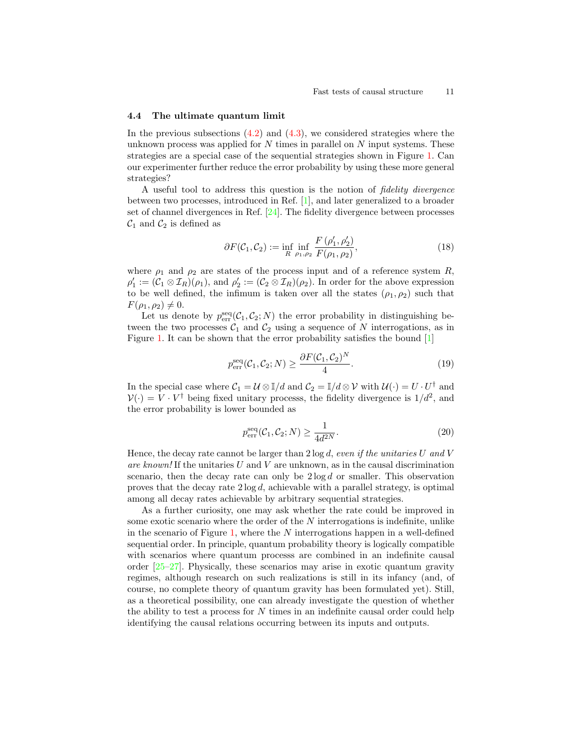### 4.4 The ultimate quantum limit

In the previous subsections (4.2) and (4.3), we considered strategies where the unknown process was applied for $N$ times in parallel on $N$ input systems. These strategies are a special case of the sequential strategies shown in Figure 1. Can our experimenter further reduce the error probability by using these more general strategies?

A useful tool to address this question is the notion of *fidelity divergence* between two processes, introduced in Ref. [1], and later generalized to a broader set of channel divergences in Ref. [24]. The fidelity divergence between processes $\mathcal{C}_1$ and $\mathcal{C}_2$ is defined as

$$\partial F(\mathcal{C}_1, \mathcal{C}_2) := \inf_{R} \inf_{\rho_1, \rho_2} \frac{F(\rho_1', \rho_2')}{F(\rho_1, \rho_2)}, \tag{18}$$

where $\rho_1$ and $\rho_2$ are states of the process input and of a reference system $R$, $\rho_1' := (\mathcal{C}_1 \otimes \mathcal{I}_R)(\rho_1)$, and $\rho_2' := (\mathcal{C}_2 \otimes \mathcal{I}_R)(\rho_2)$. In order for the above expression to be well defined, the infimum is taken over all the states $(\rho_1, \rho_2)$ such that $F(\rho_1, \rho_2) \neq 0$.

Let us denote by $p_{\rm err}^{\rm seq}(\mathcal{C}_1, \mathcal{C}_2; N)$ the error probability in distinguishing between the two processes $\mathcal{C}_1$ and $\mathcal{C}_2$ using a sequence of $N$ interrogations, as in Figure 1. It can be shown that the error probability satisfies the bound [1]

$$p_{\rm err}^{\rm seq}(\mathcal{C}_1, \mathcal{C}_2; N) \geq \frac{\partial F(\mathcal{C}_1, \mathcal{C}_2)^N}{4}. \tag{19}$$

In the special case where $\mathcal{C}_1 = \mathcal{U} \otimes \mathbb{I}/d$ and $\mathcal{C}_2 = \mathbb{I}/d \otimes \mathcal{V}$ with $\mathcal{U}(\cdot) = U \cdot U^\dagger$ and $\mathcal{V}(\cdot) = V \cdot V^\dagger$ being fixed unitary processs, the fidelity divergence is $1/d^2$, and the error probability is lower bounded as

$$p_{\rm err}^{\rm seq}(\mathcal{C}_1, \mathcal{C}_2; N) \geq \frac{1}{4d^{2N}}. \tag{20}$$

Hence, the decay rate cannot be larger than $2 \log d$, *even if the unitaries $U$ and $V$ are known!* If the unitaries $U$ and $V$ are unknown, as in the causal discrimination scenario, then the decay rate can only be $2 \log d$ or smaller. This observation proves that the decay rate $2 \log d$, achievable with a parallel strategy, is optimal among all decay rates achievable by arbitrary sequential strategies.

As a further curiosity, one may ask whether the rate could be improved in some exotic scenario where the order of the $N$ interrogations is indefinite, unlike in the scenario of Figure 1, where the $N$ interrogations happen in a well-defined sequential order. In principle, quantum probability theory is logically compatible with scenarios where quantum processs are combined in an indefinite causal order [25–27]. Physically, these scenarios may arise in exotic quantum gravity regimes, although research on such realizations is still in its infancy (and, of course, no complete theory of quantum gravity has been formulated yet). Still, as a theoretical possibility, one can already investigate the question of whether the ability to test a process for $N$ times in an indefinite causal order could help identifying the causal relations occurring between its inputs and outputs.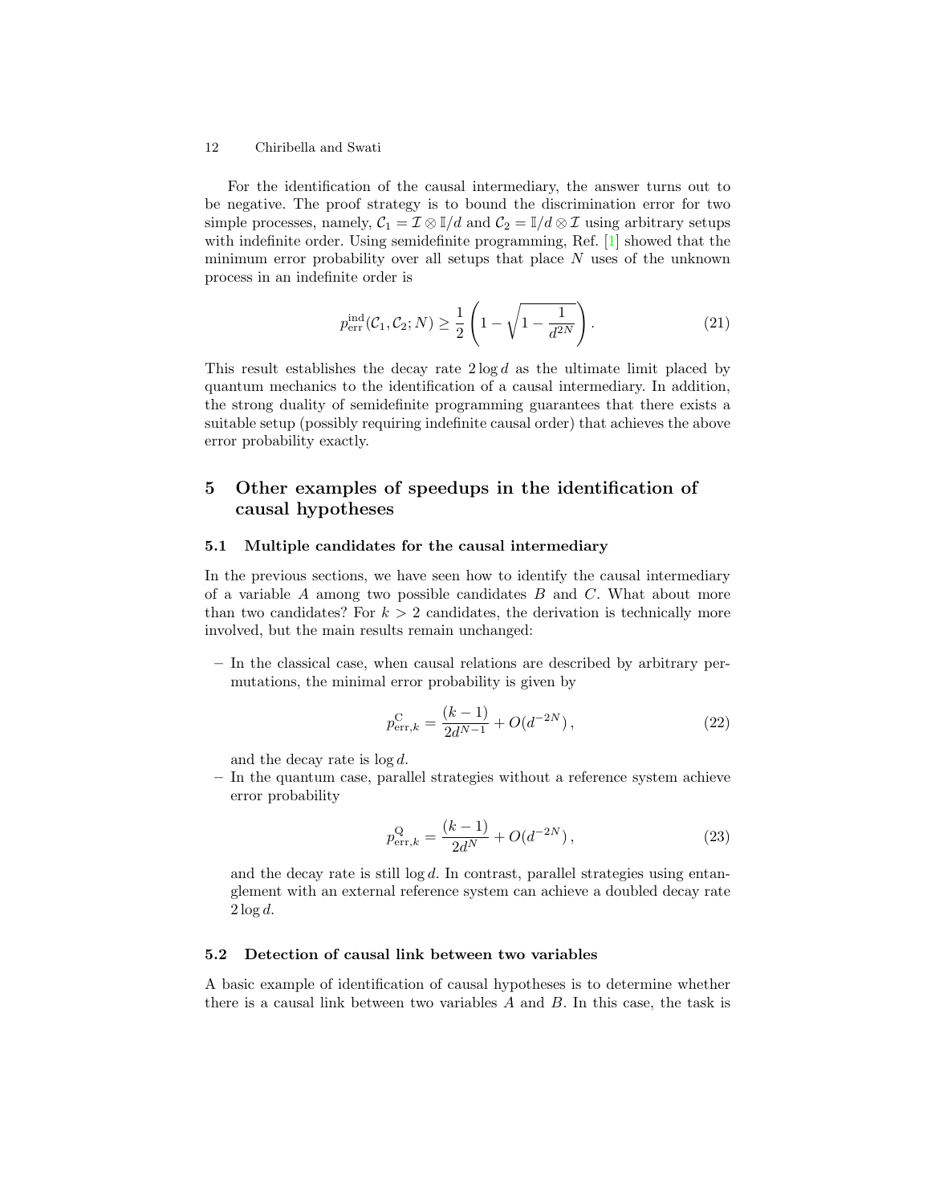For the identification of the causal intermediary, the answer turns out to be negative. The proof strategy is to bound the discrimination error for two simple processes, namely, $\mathcal{C}_1 = \mathcal{I} \otimes \mathbb{I}/d$ and $\mathcal{C}_2 = \mathbb{I}/d \otimes \mathcal{I}$ using arbitrary setups with indefinite order. Using semidefinite programming, Ref. [1] showed that the minimum error probability over all setups that place $N$ uses of the unknown process in an indefinite order is

$$p_{\rm err}^{\rm ind}(\mathcal{C}_1, \mathcal{C}_2; N) \geq \frac{1}{2}\left(1 - \sqrt{1 - \frac{1}{d^{2N}}}\right). \tag{21}$$

This result establishes the decay rate $2 \log d$ as the ultimate limit placed by quantum mechanics to the identification of a causal intermediary. In addition, the strong duality of semidefinite programming guarantees that there exists a suitable setup (possibly requiring indefinite causal order) that achieves the above error probability exactly.

## 5 Other examples of speedups in the identification of causal hypotheses

### 5.1 Multiple candidates for the causal intermediary

In the previous sections, we have seen how to identify the causal intermediary of a variable $A$ among two possible candidates $B$ and $C$. What about more than two candidates? For $k > 2$ candidates, the derivation is technically more involved, but the main results remain unchanged:

- In the classical case, when causal relations are described by arbitrary permutations, the minimal error probability is given by

$$p_{{\rm err},k}^{\rm C} = \frac{(k-1)}{2d^{N-1}} + O(d^{-2N}), \tag{22}$$

  and the decay rate is $\log d$.
- In the quantum case, parallel strategies without a reference system achieve error probability

$$p_{{\rm err},k}^{\rm Q} = \frac{(k-1)}{2d^{N}} + O(d^{-2N}), \tag{23}$$

  and the decay rate is still $\log d$. In contrast, parallel strategies using entanglement with an external reference system can achieve a doubled decay rate $2 \log d$.

### 5.2 Detection of causal link between two variables

A basic example of identification of causal hypotheses is to determine whether there is a causal link between two variables $A$ and $B$. In this case, the task is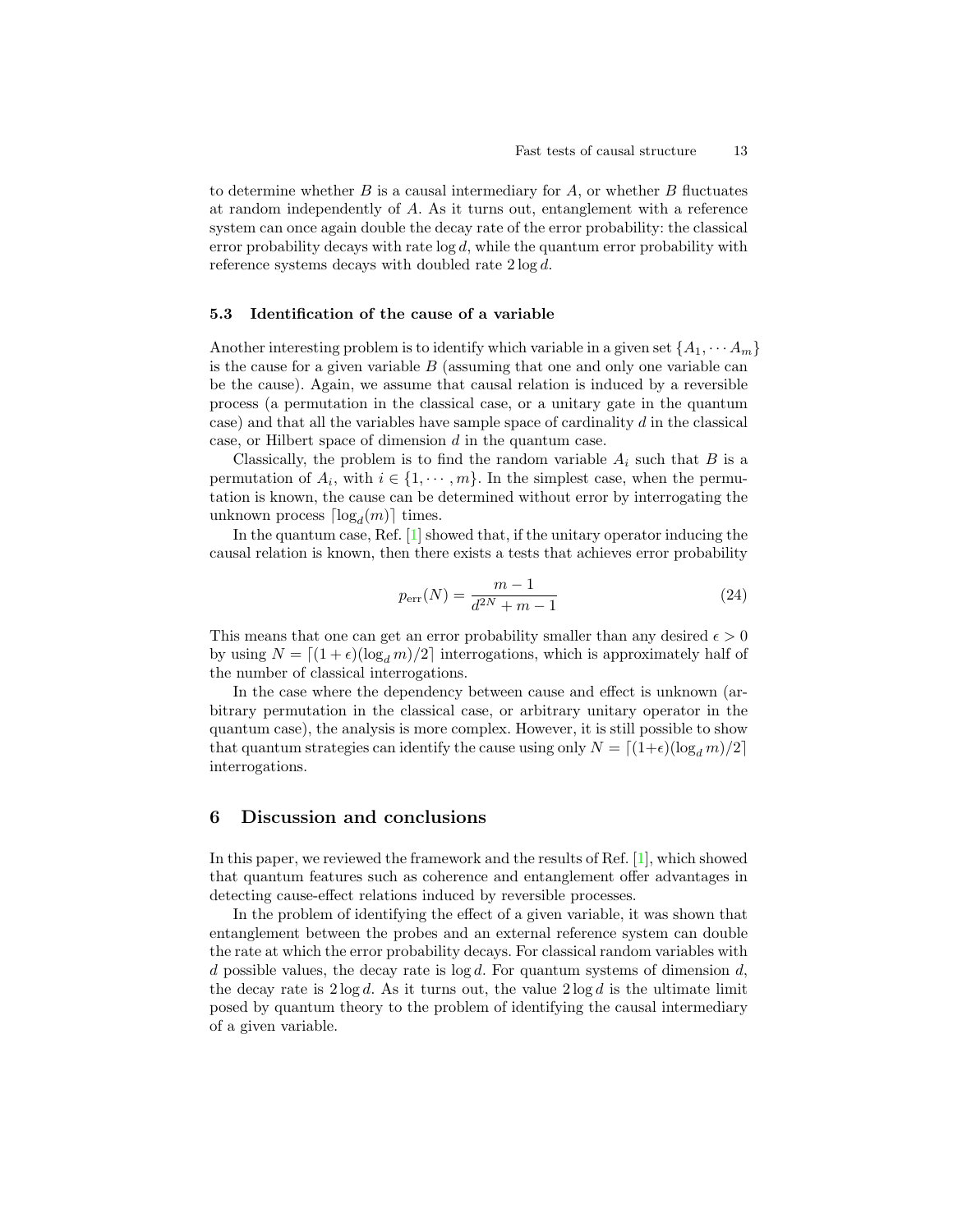to determine whether $B$ is a causal intermediary for $A$, or whether $B$ fluctuates at random independently of $A$. As it turns out, entanglement with a reference system can once again double the decay rate of the error probability: the classical error probability decays with rate $\log d$, while the quantum error probability with reference systems decays with doubled rate $2 \log d$.

### 5.3 Identification of the cause of a variable

Another interesting problem is to identify which variable in a given set $\{A_1, \cdots A_m\}$ is the cause for a given variable $B$ (assuming that one and only one variable can be the cause). Again, we assume that causal relation is induced by a reversible process (a permutation in the classical case, or a unitary gate in the quantum case) and that all the variables have sample space of cardinality $d$ in the classical case, or Hilbert space of dimension $d$ in the quantum case.

Classically, the problem is to find the random variable $A_i$ such that $B$ is a permutation of $A_i$, with $i \in \{1, \cdots, m\}$. In the simplest case, when the permutation is known, the cause can be determined without error by interrogating the unknown process $\lceil \log_d(m) \rceil$ times.

In the quantum case, Ref. [1] showed that, if the unitary operator inducing the causal relation is known, then there exists a tests that achieves error probability

$$p_{\mathrm{err}}(N) = \frac{m-1}{d^{2N} + m - 1} \tag{24}$$

This means that one can get an error probability smaller than any desired $\epsilon > 0$ by using $N = \lceil (1+\epsilon)(\log_d m)/2 \rceil$ interrogations, which is approximately half of the number of classical interrogations.

In the case where the dependency between cause and effect is unknown (arbitrary permutation in the classical case, or arbitrary unitary operator in the quantum case), the analysis is more complex. However, it is still possible to show that quantum strategies can identify the cause using only $N = \lceil (1+\epsilon)(\log_d m)/2 \rceil$ interrogations.

## 6 Discussion and conclusions

In this paper, we reviewed the framework and the results of Ref. [1], which showed that quantum features such as coherence and entanglement offer advantages in detecting cause-effect relations induced by reversible processes.

In the problem of identifying the effect of a given variable, it was shown that entanglement between the probes and an external reference system can double the rate at which the error probability decays. For classical random variables with $d$ possible values, the decay rate is $\log d$. For quantum systems of dimension $d$, the decay rate is $2 \log d$. As it turns out, the value $2 \log d$ is the ultimate limit posed by quantum theory to the problem of identifying the causal intermediary of a given variable.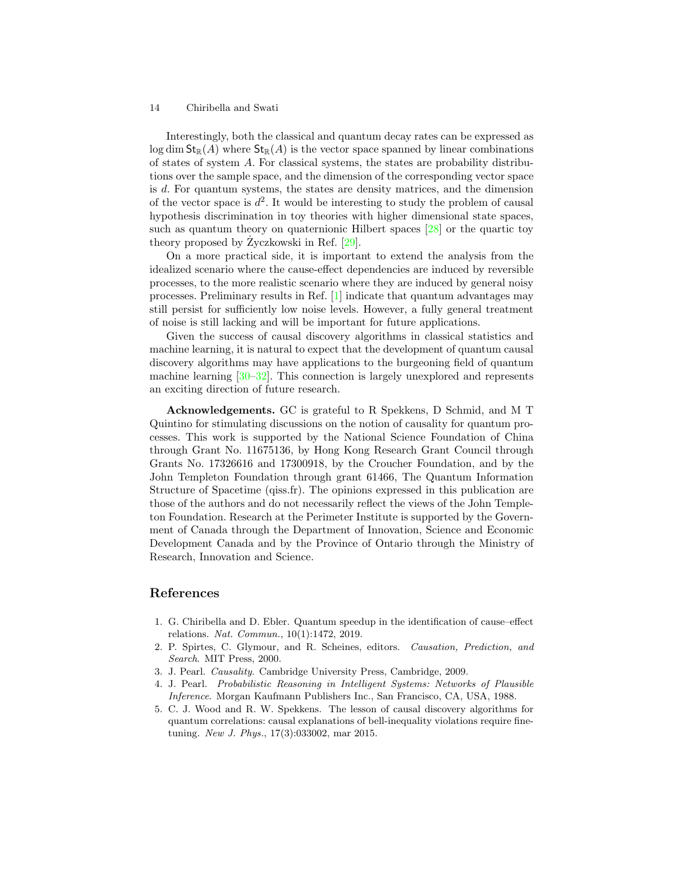Interestingly, both the classical and quantum decay rates can be expressed as $\log \dim \mathsf{St}_{\mathbb{R}}(A)$ where $\mathsf{St}_{\mathbb{R}}(A)$ is the vector space spanned by linear combinations of states of system $A$. For classical systems, the states are probability distributions over the sample space, and the dimension of the corresponding vector space is $d$. For quantum systems, the states are density matrices, and the dimension of the vector space is $d^2$. It would be interesting to study the problem of causal hypothesis discrimination in toy theories with higher dimensional state spaces, such as quantum theory on quaternionic Hilbert spaces [28] or the quartic toy theory proposed by Życzkowski in Ref. [29].

On a more practical side, it is important to extend the analysis from the idealized scenario where the cause-effect dependencies are induced by reversible processes, to the more realistic scenario where they are induced by general noisy processes. Preliminary results in Ref. [1] indicate that quantum advantages may still persist for sufficiently low noise levels. However, a fully general treatment of noise is still lacking and will be important for future applications.

Given the success of causal discovery algorithms in classical statistics and machine learning, it is natural to expect that the development of quantum causal discovery algorithms may have applications to the burgeoning field of quantum machine learning [30–32]. This connection is largely unexplored and represents an exciting direction of future research.

**Acknowledgements.** GC is grateful to R Spekkens, D Schmid, and M T Quintino for stimulating discussions on the notion of causality for quantum processes. This work is supported by the National Science Foundation of China through Grant No. 11675136, by Hong Kong Research Grant Council through Grants No. 17326616 and 17300918, by the Croucher Foundation, and by the John Templeton Foundation through grant 61466, The Quantum Information Structure of Spacetime (qiss.fr). The opinions expressed in this publication are those of the authors and do not necessarily reflect the views of the John Templeton Foundation. Research at the Perimeter Institute is supported by the Government of Canada through the Department of Innovation, Science and Economic Development Canada and by the Province of Ontario through the Ministry of Research, Innovation and Science.

## References

1. G. Chiribella and D. Ebler. Quantum speedup in the identification of cause–effect relations. *Nat. Commun.*, 10(1):1472, 2019.
2. P. Spirtes, C. Glymour, and R. Scheines, editors. *Causation, Prediction, and Search*. MIT Press, 2000.
3. J. Pearl. *Causality*. Cambridge University Press, Cambridge, 2009.
4. J. Pearl. *Probabilistic Reasoning in Intelligent Systems: Networks of Plausible Inference*. Morgan Kaufmann Publishers Inc., San Francisco, CA, USA, 1988.
5. C. J. Wood and R. W. Spekkens. The lesson of causal discovery algorithms for quantum correlations: causal explanations of bell-inequality violations require fine-tuning. *New J. Phys.*, 17(3):033002, mar 2015.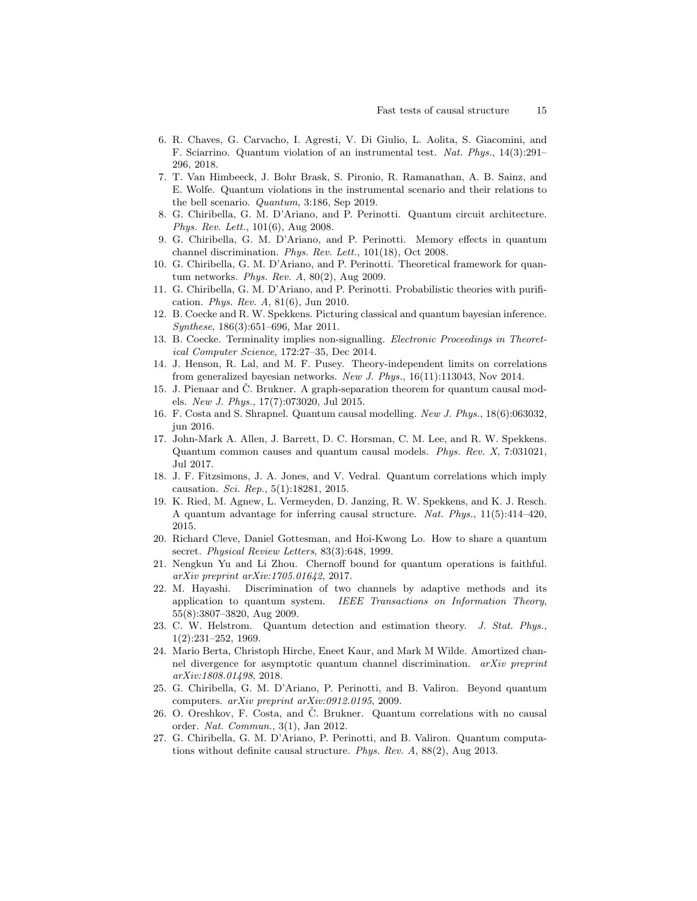6. R. Chaves, G. Carvacho, I. Agresti, V. Di Giulio, L. Aolita, S. Giacomini, and F. Sciarrino. Quantum violation of an instrumental test. *Nat. Phys.*, 14(3):291–296, 2018.
7. T. Van Himbeeck, J. Bohr Brask, S. Pironio, R. Ramanathan, A. B. Sainz, and E. Wolfe. Quantum violations in the instrumental scenario and their relations to the bell scenario. *Quantum*, 3:186, Sep 2019.
8. G. Chiribella, G. M. D'Ariano, and P. Perinotti. Quantum circuit architecture. *Phys. Rev. Lett.*, 101(6), Aug 2008.
9. G. Chiribella, G. M. D'Ariano, and P. Perinotti. Memory effects in quantum channel discrimination. *Phys. Rev. Lett.*, 101(18), Oct 2008.
10. G. Chiribella, G. M. D'Ariano, and P. Perinotti. Theoretical framework for quantum networks. *Phys. Rev. A*, 80(2), Aug 2009.
11. G. Chiribella, G. M. D'Ariano, and P. Perinotti. Probabilistic theories with purification. *Phys. Rev. A*, 81(6), Jun 2010.
12. B. Coecke and R. W. Spekkens. Picturing classical and quantum bayesian inference. *Synthese*, 186(3):651–696, Mar 2011.
13. B. Coecke. Terminality implies non-signalling. *Electronic Proceedings in Theoretical Computer Science*, 172:27–35, Dec 2014.
14. J. Henson, R. Lal, and M. F. Pusey. Theory-independent limits on correlations from generalized bayesian networks. *New J. Phys.*, 16(11):113043, Nov 2014.
15. J. Pienaar and Č. Brukner. A graph-separation theorem for quantum causal models. *New J. Phys.*, 17(7):073020, Jul 2015.
16. F. Costa and S. Shrapnel. Quantum causal modelling. *New J. Phys.*, 18(6):063032, jun 2016.
17. John-Mark A. Allen, J. Barrett, D. C. Horsman, C. M. Lee, and R. W. Spekkens. Quantum common causes and quantum causal models. *Phys. Rev. X*, 7:031021, Jul 2017.
18. J. F. Fitzsimons, J. A. Jones, and V. Vedral. Quantum correlations which imply causation. *Sci. Rep.*, 5(1):18281, 2015.
19. K. Ried, M. Agnew, L. Vermeyden, D. Janzing, R. W. Spekkens, and K. J. Resch. A quantum advantage for inferring causal structure. *Nat. Phys.*, 11(5):414–420, 2015.
20. Richard Cleve, Daniel Gottesman, and Hoi-Kwong Lo. How to share a quantum secret. *Physical Review Letters*, 83(3):648, 1999.
21. Nengkun Yu and Li Zhou. Chernoff bound for quantum operations is faithful. *arXiv preprint arXiv:1705.01642*, 2017.
22. M. Hayashi. Discrimination of two channels by adaptive methods and its application to quantum system. *IEEE Transactions on Information Theory*, 55(8):3807–3820, Aug 2009.
23. C. W. Helstrom. Quantum detection and estimation theory. *J. Stat. Phys.*, 1(2):231–252, 1969.
24. Mario Berta, Christoph Hirche, Eneet Kaur, and Mark M Wilde. Amortized channel divergence for asymptotic quantum channel discrimination. *arXiv preprint arXiv:1808.01498*, 2018.
25. G. Chiribella, G. M. D'Ariano, P. Perinotti, and B. Valiron. Beyond quantum computers. *arXiv preprint arXiv:0912.0195*, 2009.
26. O. Oreshkov, F. Costa, and Č. Brukner. Quantum correlations with no causal order. *Nat. Commun.*, 3(1), Jan 2012.
27. G. Chiribella, G. M. D'Ariano, P. Perinotti, and B. Valiron. Quantum computations without definite causal structure. *Phys. Rev. A*, 88(2), Aug 2013.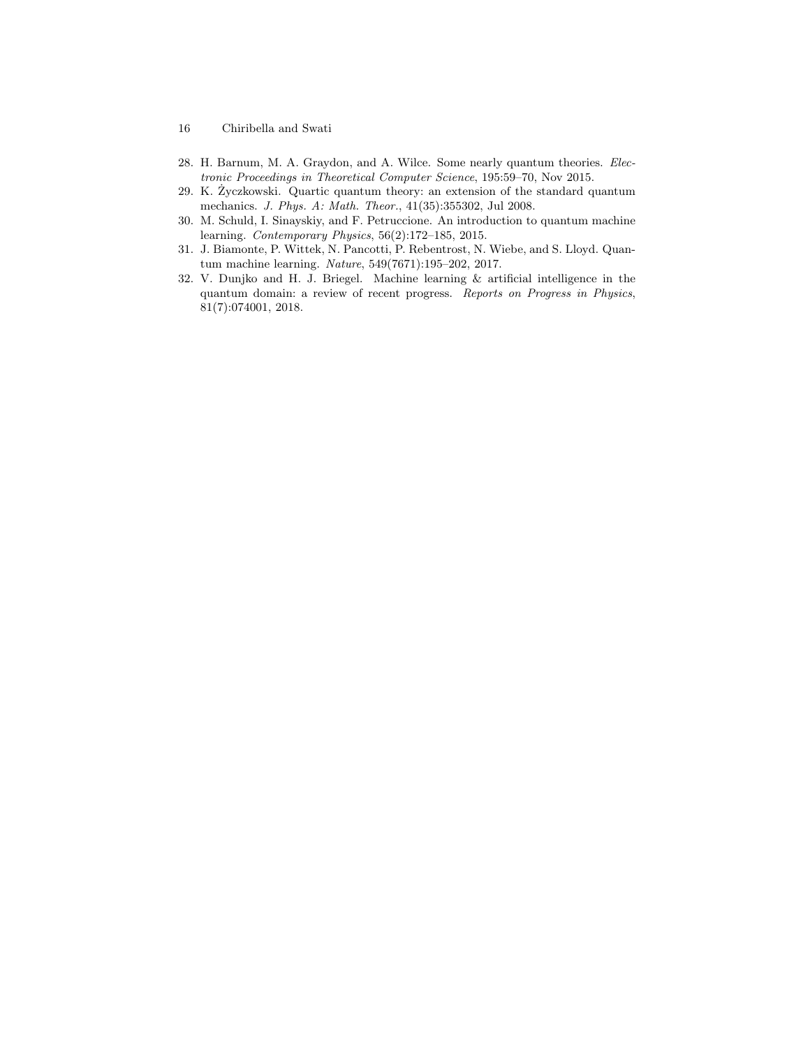28. H. Barnum, M. A. Graydon, and A. Wilce. Some nearly quantum theories. *Electronic Proceedings in Theoretical Computer Science*, 195:59–70, Nov 2015.
29. K. Życzkowski. Quartic quantum theory: an extension of the standard quantum mechanics. *J. Phys. A: Math. Theor.*, 41(35):355302, Jul 2008.
30. M. Schuld, I. Sinayskiy, and F. Petruccione. An introduction to quantum machine learning. *Contemporary Physics*, 56(2):172–185, 2015.
31. J. Biamonte, P. Wittek, N. Pancotti, P. Rebentrost, N. Wiebe, and S. Lloyd. Quantum machine learning. *Nature*, 549(7671):195–202, 2017.
32. V. Dunjko and H. J. Briegel. Machine learning & artificial intelligence in the quantum domain: a review of recent progress. *Reports on Progress in Physics*, 81(7):074001, 2018.